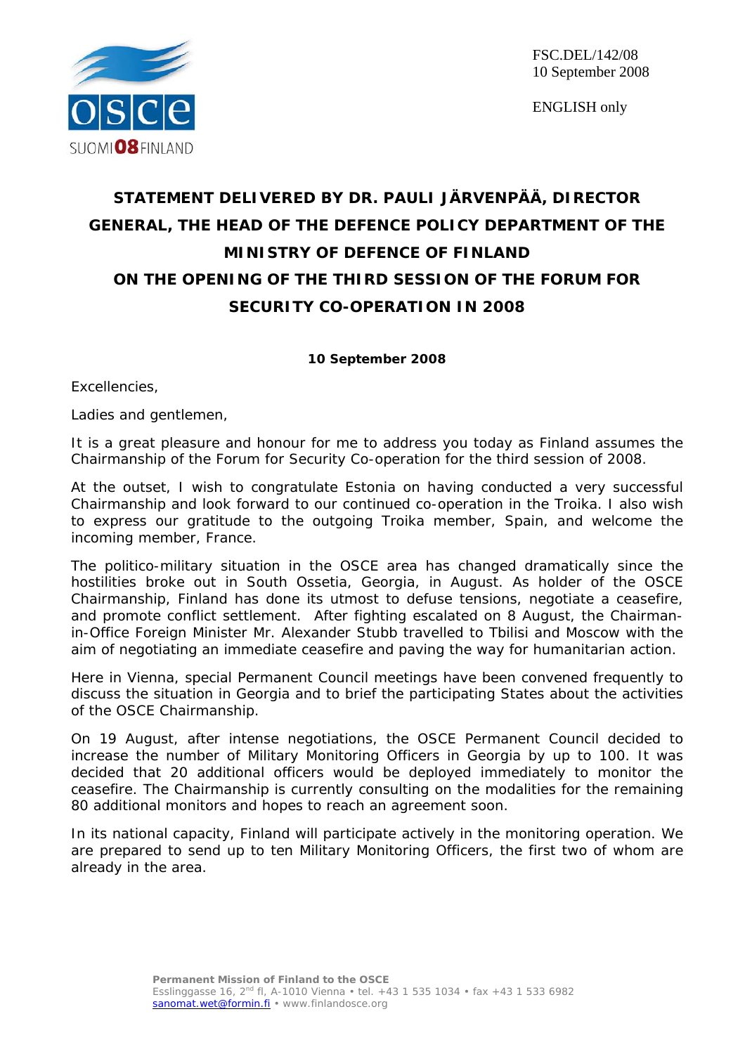FSC.DEL/142/08
10 September 2008

ENGLISH only

# STATEMENT DELIVERED BY DR. PAULI JÄRVENPÄÄ, DIRECTOR GENERAL, THE HEAD OF THE DEFENCE POLICY DEPARTMENT OF THE MINISTRY OF DEFENCE OF FINLAND ON THE OPENING OF THE THIRD SESSION OF THE FORUM FOR SECURITY CO-OPERATION IN 2008

**10 September 2008**

Excellencies,

Ladies and gentlemen,

It is a great pleasure and honour for me to address you today as Finland assumes the Chairmanship of the Forum for Security Co-operation for the third session of 2008.

At the outset, I wish to congratulate Estonia on having conducted a very successful Chairmanship and look forward to our continued co-operation in the Troika. I also wish to express our gratitude to the outgoing Troika member, Spain, and welcome the incoming member, France.

The politico-military situation in the OSCE area has changed dramatically since the hostilities broke out in South Ossetia, Georgia, in August. As holder of the OSCE Chairmanship, Finland has done its utmost to defuse tensions, negotiate a ceasefire, and promote conflict settlement. After fighting escalated on 8 August, the Chairman-in-Office Foreign Minister Mr. Alexander Stubb travelled to Tbilisi and Moscow with the aim of negotiating an immediate ceasefire and paving the way for humanitarian action.

Here in Vienna, special Permanent Council meetings have been convened frequently to discuss the situation in Georgia and to brief the participating States about the activities of the OSCE Chairmanship.

On 19 August, after intense negotiations, the OSCE Permanent Council decided to increase the number of Military Monitoring Officers in Georgia by up to 100. It was decided that 20 additional officers would be deployed immediately to monitor the ceasefire. The Chairmanship is currently consulting on the modalities for the remaining 80 additional monitors and hopes to reach an agreement soon.

In its national capacity, Finland will participate actively in the monitoring operation. We are prepared to send up to ten Military Monitoring Officers, the first two of whom are already in the area.

**Permanent Mission of Finland to the OSCE**
Esslinggasse 16, 2nd fl, A-1010 Vienna • tel. +43 1 535 1034 • fax +43 1 533 6982
sanomat.wet@formin.fi • www.finlandosce.org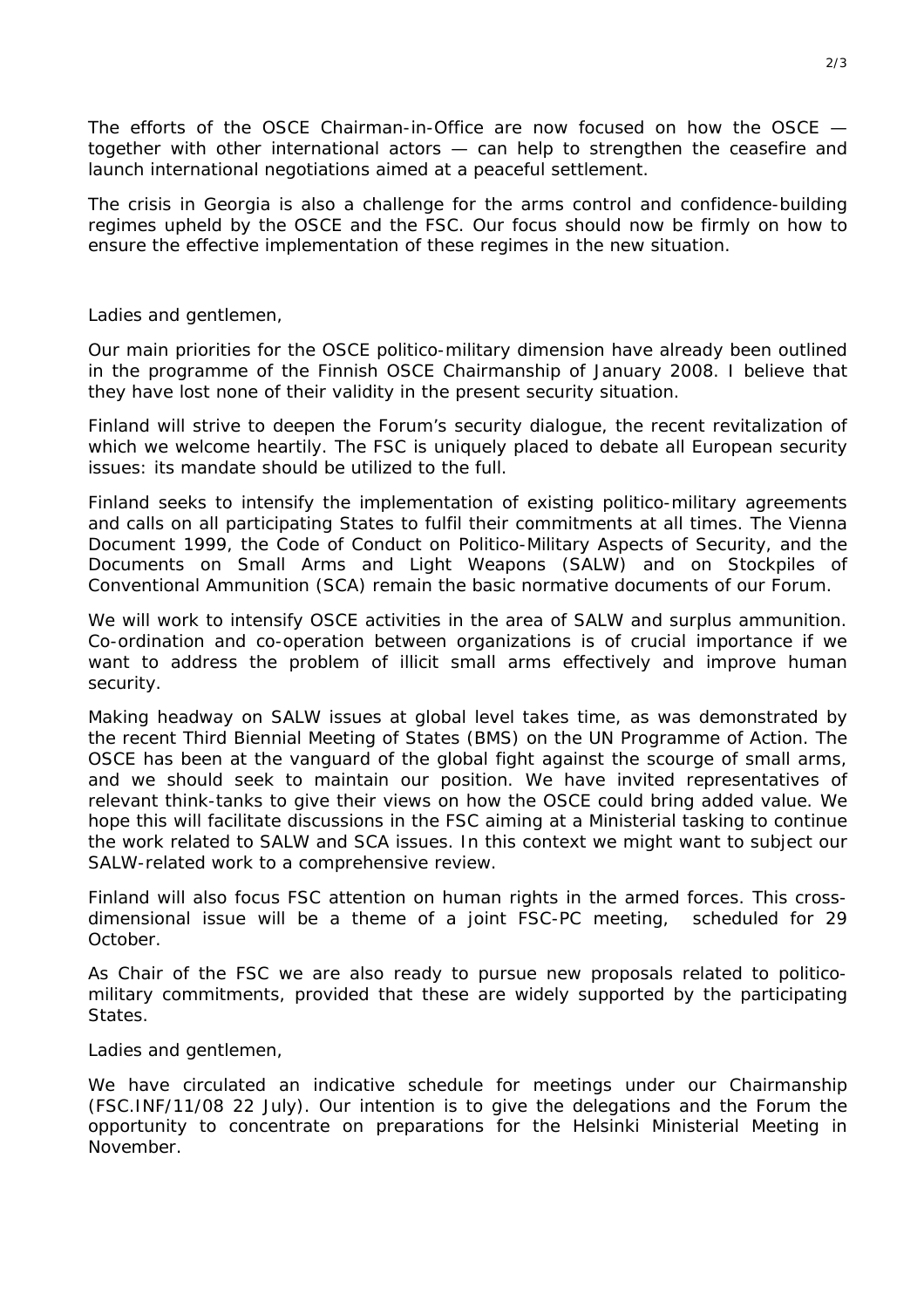The efforts of the OSCE Chairman-in-Office are now focused on how the OSCE — together with other international actors — can help to strengthen the ceasefire and launch international negotiations aimed at a peaceful settlement.

The crisis in Georgia is also a challenge for the arms control and confidence-building regimes upheld by the OSCE and the FSC. Our focus should now be firmly on how to ensure the effective implementation of these regimes in the new situation.

Ladies and gentlemen,

Our main priorities for the OSCE politico-military dimension have already been outlined in the programme of the Finnish OSCE Chairmanship of January 2008. I believe that they have lost none of their validity in the present security situation.

Finland will strive to deepen the Forum's security dialogue, the recent revitalization of which we welcome heartily. The FSC is uniquely placed to debate all European security issues: its mandate should be utilized to the full.

Finland seeks to intensify the implementation of existing politico-military agreements and calls on all participating States to fulfil their commitments at all times. The Vienna Document 1999, the Code of Conduct on Politico-Military Aspects of Security, and the Documents on Small Arms and Light Weapons (SALW) and on Stockpiles of Conventional Ammunition (SCA) remain the basic normative documents of our Forum.

We will work to intensify OSCE activities in the area of SALW and surplus ammunition. Co-ordination and co-operation between organizations is of crucial importance if we want to address the problem of illicit small arms effectively and improve human security.

Making headway on SALW issues at global level takes time, as was demonstrated by the recent Third Biennial Meeting of States (BMS) on the UN Programme of Action. The OSCE has been at the vanguard of the global fight against the scourge of small arms, and we should seek to maintain our position. We have invited representatives of relevant think-tanks to give their views on how the OSCE could bring added value. We hope this will facilitate discussions in the FSC aiming at a Ministerial tasking to continue the work related to SALW and SCA issues. In this context we might want to subject our SALW-related work to a comprehensive review.

Finland will also focus FSC attention on human rights in the armed forces. This cross-dimensional issue will be a theme of a joint FSC-PC meeting, scheduled for 29 October.

As Chair of the FSC we are also ready to pursue new proposals related to politico-military commitments, provided that these are widely supported by the participating States.

Ladies and gentlemen,

We have circulated an indicative schedule for meetings under our Chairmanship (FSC.INF/11/08 22 July). Our intention is to give the delegations and the Forum the opportunity to concentrate on preparations for the Helsinki Ministerial Meeting in November.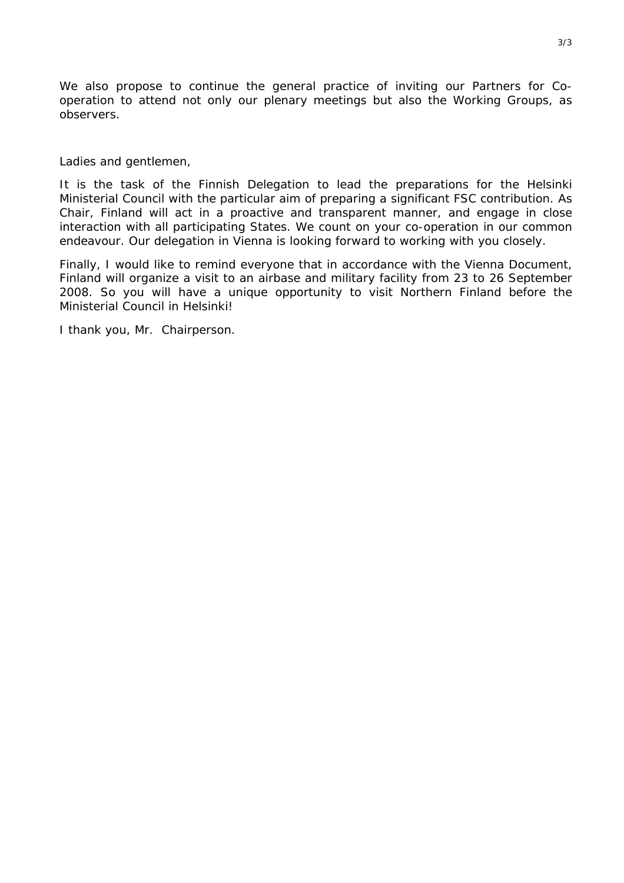We also propose to continue the general practice of inviting our Partners for Co-operation to attend not only our plenary meetings but also the Working Groups, as observers.

Ladies and gentlemen,

It is the task of the Finnish Delegation to lead the preparations for the Helsinki Ministerial Council with the particular aim of preparing a significant FSC contribution. As Chair, Finland will act in a proactive and transparent manner, and engage in close interaction with all participating States. We count on your co-operation in our common endeavour. Our delegation in Vienna is looking forward to working with you closely.

Finally, I would like to remind everyone that in accordance with the Vienna Document, Finland will organize a visit to an airbase and military facility from 23 to 26 September 2008. So you will have a unique opportunity to visit Northern Finland before the Ministerial Council in Helsinki!

I thank you, Mr. Chairperson.